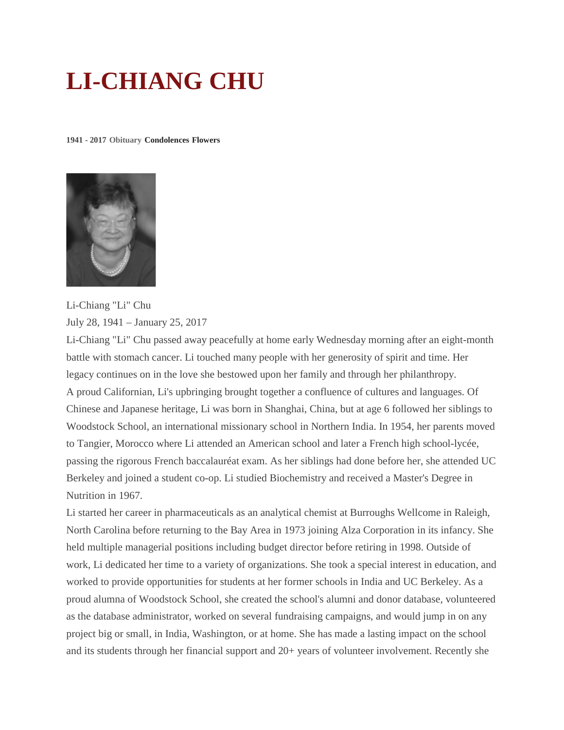# LI-CHIANG CHU

**1941 - 2017** Obituary **Condolences Flowers**

Li-Chiang "Li" Chu

July 28, 1941 – January 25, 2017

Li-Chiang "Li" Chu passed away peacefully at home early Wednesday morning after an eight-month battle with stomach cancer. Li touched many people with her generosity of spirit and time. Her legacy continues on in the love she bestowed upon her family and through her philanthropy.

A proud Californian, Li's upbringing brought together a confluence of cultures and languages. Of Chinese and Japanese heritage, Li was born in Shanghai, China, but at age 6 followed her siblings to Woodstock School, an international missionary school in Northern India. In 1954, her parents moved to Tangier, Morocco where Li attended an American school and later a French high school-lycée, passing the rigorous French baccalauréat exam. As her siblings had done before her, she attended UC Berkeley and joined a student co-op. Li studied Biochemistry and received a Master's Degree in Nutrition in 1967.

Li started her career in pharmaceuticals as an analytical chemist at Burroughs Wellcome in Raleigh, North Carolina before returning to the Bay Area in 1973 joining Alza Corporation in its infancy. She held multiple managerial positions including budget director before retiring in 1998. Outside of work, Li dedicated her time to a variety of organizations. She took a special interest in education, and worked to provide opportunities for students at her former schools in India and UC Berkeley. As a proud alumna of Woodstock School, she created the school's alumni and donor database, volunteered as the database administrator, worked on several fundraising campaigns, and would jump in on any project big or small, in India, Washington, or at home. She has made a lasting impact on the school and its students through her financial support and 20+ years of volunteer involvement. Recently she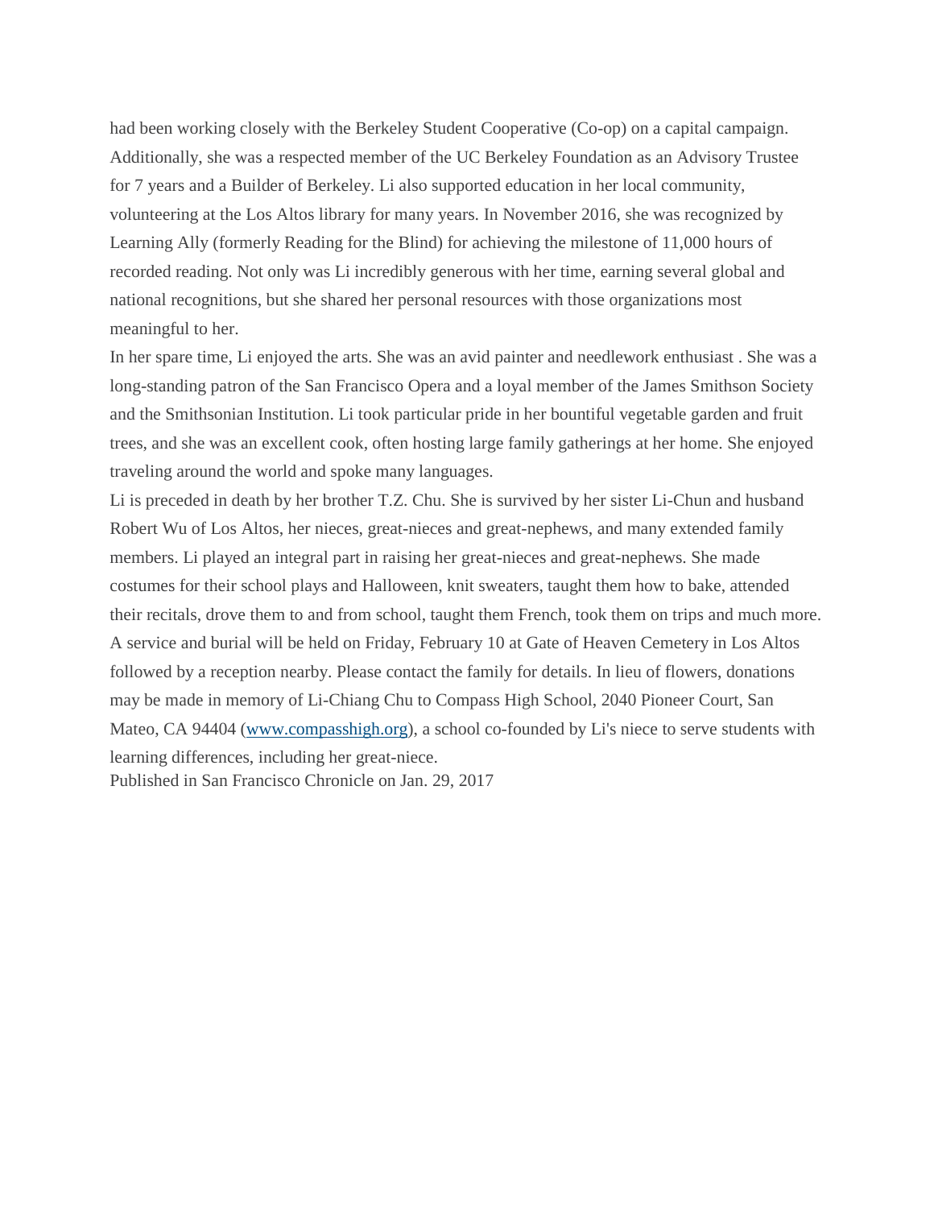had been working closely with the Berkeley Student Cooperative (Co-op) on a capital campaign. Additionally, she was a respected member of the UC Berkeley Foundation as an Advisory Trustee for 7 years and a Builder of Berkeley. Li also supported education in her local community, volunteering at the Los Altos library for many years. In November 2016, she was recognized by Learning Ally (formerly Reading for the Blind) for achieving the milestone of 11,000 hours of recorded reading. Not only was Li incredibly generous with her time, earning several global and national recognitions, but she shared her personal resources with those organizations most meaningful to her.

In her spare time, Li enjoyed the arts. She was an avid painter and needlework enthusiast . She was a long-standing patron of the San Francisco Opera and a loyal member of the James Smithson Society and the Smithsonian Institution. Li took particular pride in her bountiful vegetable garden and fruit trees, and she was an excellent cook, often hosting large family gatherings at her home. She enjoyed traveling around the world and spoke many languages.

Li is preceded in death by her brother T.Z. Chu. She is survived by her sister Li-Chun and husband Robert Wu of Los Altos, her nieces, great-nieces and great-nephews, and many extended family members. Li played an integral part in raising her great-nieces and great-nephews. She made costumes for their school plays and Halloween, knit sweaters, taught them how to bake, attended their recitals, drove them to and from school, taught them French, took them on trips and much more.

A service and burial will be held on Friday, February 10 at Gate of Heaven Cemetery in Los Altos followed by a reception nearby. Please contact the family for details. In lieu of flowers, donations may be made in memory of Li-Chiang Chu to Compass High School, 2040 Pioneer Court, San Mateo, CA 94404 ([www.compasshigh.org](http://www.compasshigh.org)), a school co-founded by Li's niece to serve students with learning differences, including her great-niece.

Published in San Francisco Chronicle on Jan. 29, 2017